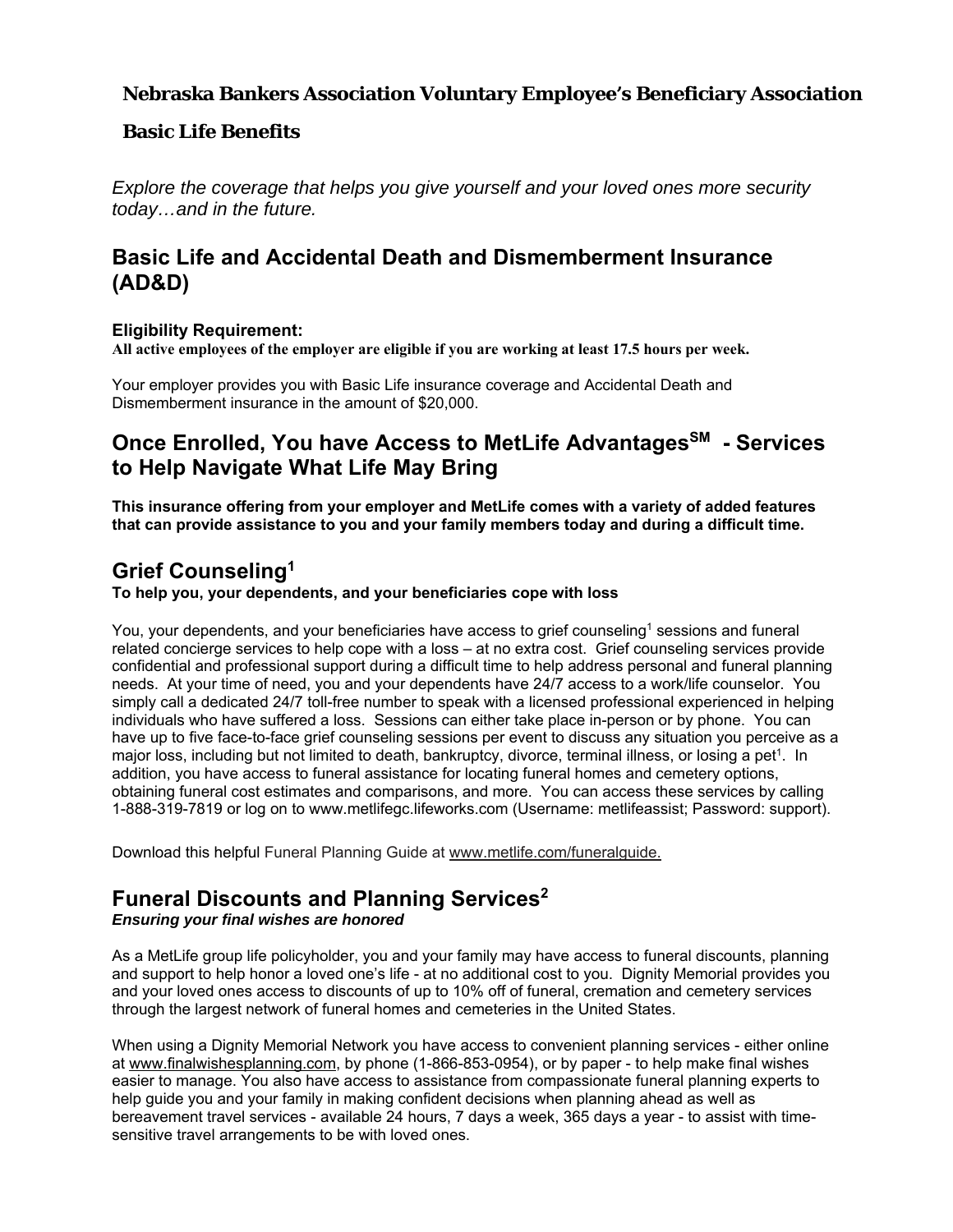**Nebraska Bankers Association Voluntary Employee's Beneficiary Association**

**Basic Life Benefits**

*Explore the coverage that helps you give yourself and your loved ones more security today…and in the future.*

## Basic Life and Accidental Death and Dismemberment Insurance (AD&D)

**Eligibility Requirement:**
**All active employees of the employer are eligible if you are working at least 17.5 hours per week.**

Your employer provides you with Basic Life insurance coverage and Accidental Death and Dismemberment insurance in the amount of $20,000.

## Once Enrolled, You have Access to MetLife Advantages℠ - Services to Help Navigate What Life May Bring

**This insurance offering from your employer and MetLife comes with a variety of added features that can provide assistance to you and your family members today and during a difficult time.**

## Grief Counseling[1]

**To help you, your dependents, and your beneficiaries cope with loss**

You, your dependents, and your beneficiaries have access to grief counseling[1] sessions and funeral related concierge services to help cope with a loss – at no extra cost. Grief counseling services provide confidential and professional support during a difficult time to help address personal and funeral planning needs. At your time of need, you and your dependents have 24/7 access to a work/life counselor. You simply call a dedicated 24/7 toll-free number to speak with a licensed professional experienced in helping individuals who have suffered a loss. Sessions can either take place in-person or by phone. You can have up to five face-to-face grief counseling sessions per event to discuss any situation you perceive as a major loss, including but not limited to death, bankruptcy, divorce, terminal illness, or losing a pet[1]. In addition, you have access to funeral assistance for locating funeral homes and cemetery options, obtaining funeral cost estimates and comparisons, and more. You can access these services by calling 1-888-319-7819 or log on to www.metlifegc.lifeworks.com (Username: metlifeassist; Password: support).

Download this helpful Funeral Planning Guide at www.metlife.com/funeralguide.

## Funeral Discounts and Planning Services[2]

***Ensuring your final wishes are honored***

As a MetLife group life policyholder, you and your family may have access to funeral discounts, planning and support to help honor a loved one's life - at no additional cost to you. Dignity Memorial provides you and your loved ones access to discounts of up to 10% off of funeral, cremation and cemetery services through the largest network of funeral homes and cemeteries in the United States.

When using a Dignity Memorial Network you have access to convenient planning services - either online at www.finalwishesplanning.com, by phone (1-866-853-0954), or by paper - to help make final wishes easier to manage. You also have access to assistance from compassionate funeral planning experts to help guide you and your family in making confident decisions when planning ahead as well as bereavement travel services - available 24 hours, 7 days a week, 365 days a year - to assist with time-sensitive travel arrangements to be with loved ones.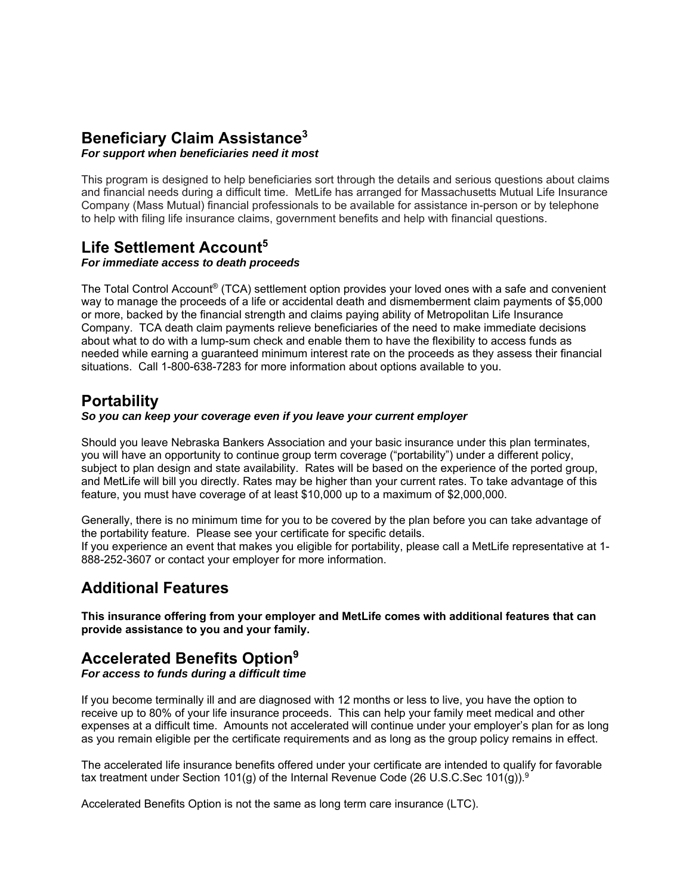## Beneficiary Claim Assistance[3]

***For support when beneficiaries need it most***

This program is designed to help beneficiaries sort through the details and serious questions about claims and financial needs during a difficult time. MetLife has arranged for Massachusetts Mutual Life Insurance Company (Mass Mutual) financial professionals to be available for assistance in-person or by telephone to help with filing life insurance claims, government benefits and help with financial questions.

## Life Settlement Account[5]

***For immediate access to death proceeds***

The Total Control Account® (TCA) settlement option provides your loved ones with a safe and convenient way to manage the proceeds of a life or accidental death and dismemberment claim payments of $5,000 or more, backed by the financial strength and claims paying ability of Metropolitan Life Insurance Company. TCA death claim payments relieve beneficiaries of the need to make immediate decisions about what to do with a lump-sum check and enable them to have the flexibility to access funds as needed while earning a guaranteed minimum interest rate on the proceeds as they assess their financial situations. Call 1-800-638-7283 for more information about options available to you.

## Portability

***So you can keep your coverage even if you leave your current employer***

Should you leave Nebraska Bankers Association and your basic insurance under this plan terminates, you will have an opportunity to continue group term coverage ("portability") under a different policy, subject to plan design and state availability. Rates will be based on the experience of the ported group, and MetLife will bill you directly. Rates may be higher than your current rates. To take advantage of this feature, you must have coverage of at least $10,000 up to a maximum of $2,000,000.

Generally, there is no minimum time for you to be covered by the plan before you can take advantage of the portability feature. Please see your certificate for specific details.
If you experience an event that makes you eligible for portability, please call a MetLife representative at 1-888-252-3607 or contact your employer for more information.

## Additional Features

**This insurance offering from your employer and MetLife comes with additional features that can provide assistance to you and your family.**

## Accelerated Benefits Option[9]

***For access to funds during a difficult time***

If you become terminally ill and are diagnosed with 12 months or less to live, you have the option to receive up to 80% of your life insurance proceeds. This can help your family meet medical and other expenses at a difficult time. Amounts not accelerated will continue under your employer's plan for as long as you remain eligible per the certificate requirements and as long as the group policy remains in effect.

The accelerated life insurance benefits offered under your certificate are intended to qualify for favorable tax treatment under Section 101(g) of the Internal Revenue Code (26 U.S.C.Sec 101(g)).[9]

Accelerated Benefits Option is not the same as long term care insurance (LTC).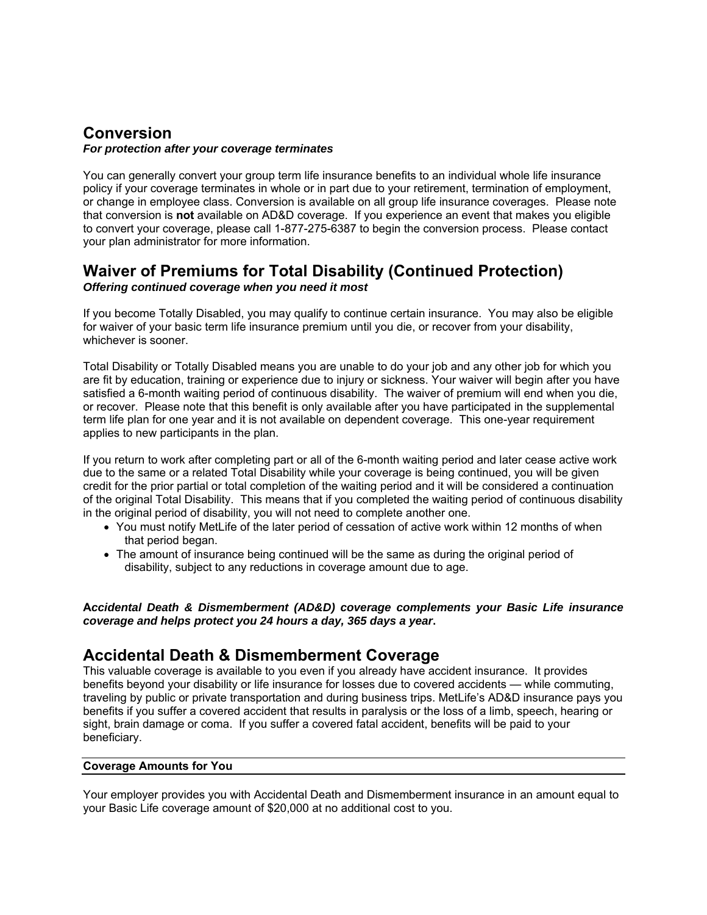## Conversion

***For protection after your coverage terminates***

You can generally convert your group term life insurance benefits to an individual whole life insurance policy if your coverage terminates in whole or in part due to your retirement, termination of employment, or change in employee class. Conversion is available on all group life insurance coverages. Please note that conversion is **not** available on AD&D coverage. If you experience an event that makes you eligible to convert your coverage, please call 1-877-275-6387 to begin the conversion process. Please contact your plan administrator for more information.

## Waiver of Premiums for Total Disability (Continued Protection)

***Offering continued coverage when you need it most***

If you become Totally Disabled, you may qualify to continue certain insurance. You may also be eligible for waiver of your basic term life insurance premium until you die, or recover from your disability, whichever is sooner.

Total Disability or Totally Disabled means you are unable to do your job and any other job for which you are fit by education, training or experience due to injury or sickness. Your waiver will begin after you have satisfied a 6-month waiting period of continuous disability. The waiver of premium will end when you die, or recover. Please note that this benefit is only available after you have participated in the supplemental term life plan for one year and it is not available on dependent coverage. This one-year requirement applies to new participants in the plan.

If you return to work after completing part or all of the 6-month waiting period and later cease active work due to the same or a related Total Disability while your coverage is being continued, you will be given credit for the prior partial or total completion of the waiting period and it will be considered a continuation of the original Total Disability. This means that if you completed the waiting period of continuous disability in the original period of disability, you will not need to complete another one.

- You must notify MetLife of the later period of cessation of active work within 12 months of when that period began.
- The amount of insurance being continued will be the same as during the original period of disability, subject to any reductions in coverage amount due to age.

***Accidental Death & Dismemberment (AD&D) coverage complements your Basic Life insurance coverage and helps protect you 24 hours a day, 365 days a year.***

## Accidental Death & Dismemberment Coverage

This valuable coverage is available to you even if you already have accident insurance. It provides benefits beyond your disability or life insurance for losses due to covered accidents — while commuting, traveling by public or private transportation and during business trips. MetLife's AD&D insurance pays you benefits if you suffer a covered accident that results in paralysis or the loss of a limb, speech, hearing or sight, brain damage or coma. If you suffer a covered fatal accident, benefits will be paid to your beneficiary.

**Coverage Amounts for You**

Your employer provides you with Accidental Death and Dismemberment insurance in an amount equal to your Basic Life coverage amount of $20,000 at no additional cost to you.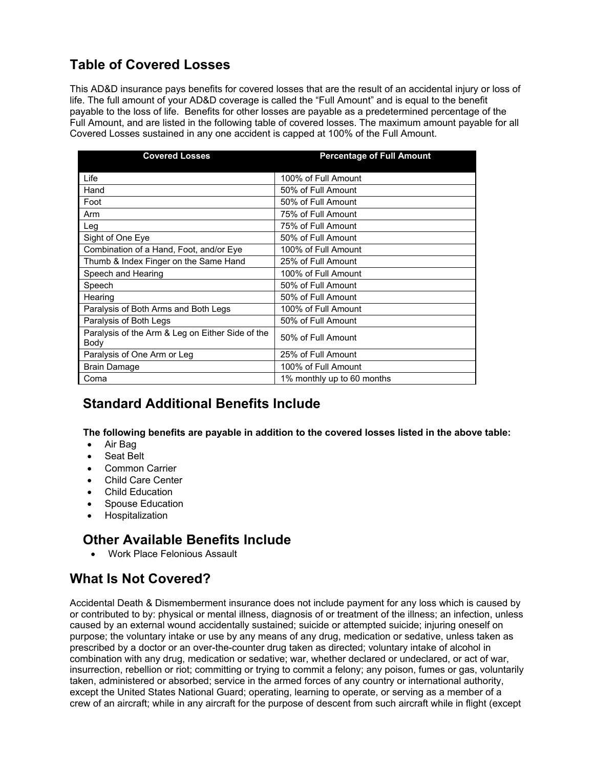## Table of Covered Losses

This AD&D insurance pays benefits for covered losses that are the result of an accidental injury or loss of life. The full amount of your AD&D coverage is called the "Full Amount" and is equal to the benefit payable to the loss of life. Benefits for other losses are payable as a predetermined percentage of the Full Amount, and are listed in the following table of covered losses. The maximum amount payable for all Covered Losses sustained in any one accident is capped at 100% of the Full Amount.

| Covered Losses | Percentage of Full Amount |
|---|---|
| Life | 100% of Full Amount |
| Hand | 50% of Full Amount |
| Foot | 50% of Full Amount |
| Arm | 75% of Full Amount |
| Leg | 75% of Full Amount |
| Sight of One Eye | 50% of Full Amount |
| Combination of a Hand, Foot, and/or Eye | 100% of Full Amount |
| Thumb & Index Finger on the Same Hand | 25% of Full Amount |
| Speech and Hearing | 100% of Full Amount |
| Speech | 50% of Full Amount |
| Hearing | 50% of Full Amount |
| Paralysis of Both Arms and Both Legs | 100% of Full Amount |
| Paralysis of Both Legs | 50% of Full Amount |
| Paralysis of the Arm & Leg on Either Side of the Body | 50% of Full Amount |
| Paralysis of One Arm or Leg | 25% of Full Amount |
| Brain Damage | 100% of Full Amount |
| Coma | 1% monthly up to 60 months |

## Standard Additional Benefits Include

**The following benefits are payable in addition to the covered losses listed in the above table:**

- Air Bag
- Seat Belt
- Common Carrier
- Child Care Center
- Child Education
- Spouse Education
- Hospitalization

## Other Available Benefits Include

- Work Place Felonious Assault

## What Is Not Covered?

Accidental Death & Dismemberment insurance does not include payment for any loss which is caused by or contributed to by: physical or mental illness, diagnosis of or treatment of the illness; an infection, unless caused by an external wound accidentally sustained; suicide or attempted suicide; injuring oneself on purpose; the voluntary intake or use by any means of any drug, medication or sedative, unless taken as prescribed by a doctor or an over-the-counter drug taken as directed; voluntary intake of alcohol in combination with any drug, medication or sedative; war, whether declared or undeclared, or act of war, insurrection, rebellion or riot; committing or trying to commit a felony; any poison, fumes or gas, voluntarily taken, administered or absorbed; service in the armed forces of any country or international authority, except the United States National Guard; operating, learning to operate, or serving as a member of a crew of an aircraft; while in any aircraft for the purpose of descent from such aircraft while in flight (except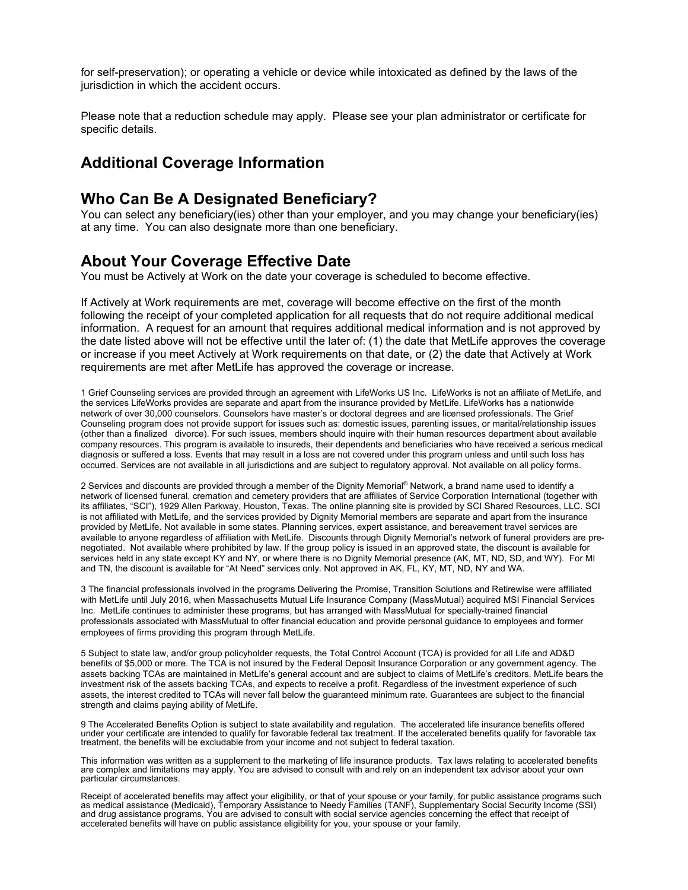for self-preservation); or operating a vehicle or device while intoxicated as defined by the laws of the jurisdiction in which the accident occurs.

Please note that a reduction schedule may apply. Please see your plan administrator or certificate for specific details.

## Additional Coverage Information

## Who Can Be A Designated Beneficiary?

You can select any beneficiary(ies) other than your employer, and you may change your beneficiary(ies) at any time. You can also designate more than one beneficiary.

## About Your Coverage Effective Date

You must be Actively at Work on the date your coverage is scheduled to become effective.

If Actively at Work requirements are met, coverage will become effective on the first of the month following the receipt of your completed application for all requests that do not require additional medical information. A request for an amount that requires additional medical information and is not approved by the date listed above will not be effective until the later of: (1) the date that MetLife approves the coverage or increase if you meet Actively at Work requirements on that date, or (2) the date that Actively at Work requirements are met after MetLife has approved the coverage or increase.

1 Grief Counseling services are provided through an agreement with LifeWorks US Inc. LifeWorks is not an affiliate of MetLife, and the services LifeWorks provides are separate and apart from the insurance provided by MetLife. LifeWorks has a nationwide network of over 30,000 counselors. Counselors have master's or doctoral degrees and are licensed professionals. The Grief Counseling program does not provide support for issues such as: domestic issues, parenting issues, or marital/relationship issues (other than a finalized divorce). For such issues, members should inquire with their human resources department about available company resources. This program is available to insureds, their dependents and beneficiaries who have received a serious medical diagnosis or suffered a loss. Events that may result in a loss are not covered under this program unless and until such loss has occurred. Services are not available in all jurisdictions and are subject to regulatory approval. Not available on all policy forms.

2 Services and discounts are provided through a member of the Dignity Memorial® Network, a brand name used to identify a network of licensed funeral, cremation and cemetery providers that are affiliates of Service Corporation International (together with its affiliates, "SCI"), 1929 Allen Parkway, Houston, Texas. The online planning site is provided by SCI Shared Resources, LLC. SCI is not affiliated with MetLife, and the services provided by Dignity Memorial members are separate and apart from the insurance provided by MetLife. Not available in some states. Planning services, expert assistance, and bereavement travel services are available to anyone regardless of affiliation with MetLife. Discounts through Dignity Memorial's network of funeral providers are pre-negotiated. Not available where prohibited by law. If the group policy is issued in an approved state, the discount is available for services held in any state except KY and NY, or where there is no Dignity Memorial presence (AK, MT, ND, SD, and WY). For MI and TN, the discount is available for "At Need" services only. Not approved in AK, FL, KY, MT, ND, NY and WA.

3 The financial professionals involved in the programs Delivering the Promise, Transition Solutions and Retirewise were affiliated with MetLife until July 2016, when Massachusetts Mutual Life Insurance Company (MassMutual) acquired MSI Financial Services Inc. MetLife continues to administer these programs, but has arranged with MassMutual for specially-trained financial professionals associated with MassMutual to offer financial education and provide personal guidance to employees and former employees of firms providing this program through MetLife.

5 Subject to state law, and/or group policyholder requests, the Total Control Account (TCA) is provided for all Life and AD&D benefits of $5,000 or more. The TCA is not insured by the Federal Deposit Insurance Corporation or any government agency. The assets backing TCAs are maintained in MetLife's general account and are subject to claims of MetLife's creditors. MetLife bears the investment risk of the assets backing TCAs, and expects to receive a profit. Regardless of the investment experience of such assets, the interest credited to TCAs will never fall below the guaranteed minimum rate. Guarantees are subject to the financial strength and claims paying ability of MetLife.

9 The Accelerated Benefits Option is subject to state availability and regulation. The accelerated life insurance benefits offered under your certificate are intended to qualify for favorable federal tax treatment. If the accelerated benefits qualify for favorable tax treatment, the benefits will be excludable from your income and not subject to federal taxation.

This information was written as a supplement to the marketing of life insurance products. Tax laws relating to accelerated benefits are complex and limitations may apply. You are advised to consult with and rely on an independent tax advisor about your own particular circumstances.

Receipt of accelerated benefits may affect your eligibility, or that of your spouse or your family, for public assistance programs such as medical assistance (Medicaid), Temporary Assistance to Needy Families (TANF), Supplementary Social Security Income (SSI) and drug assistance programs. You are advised to consult with social service agencies concerning the effect that receipt of accelerated benefits will have on public assistance eligibility for you, your spouse or your family.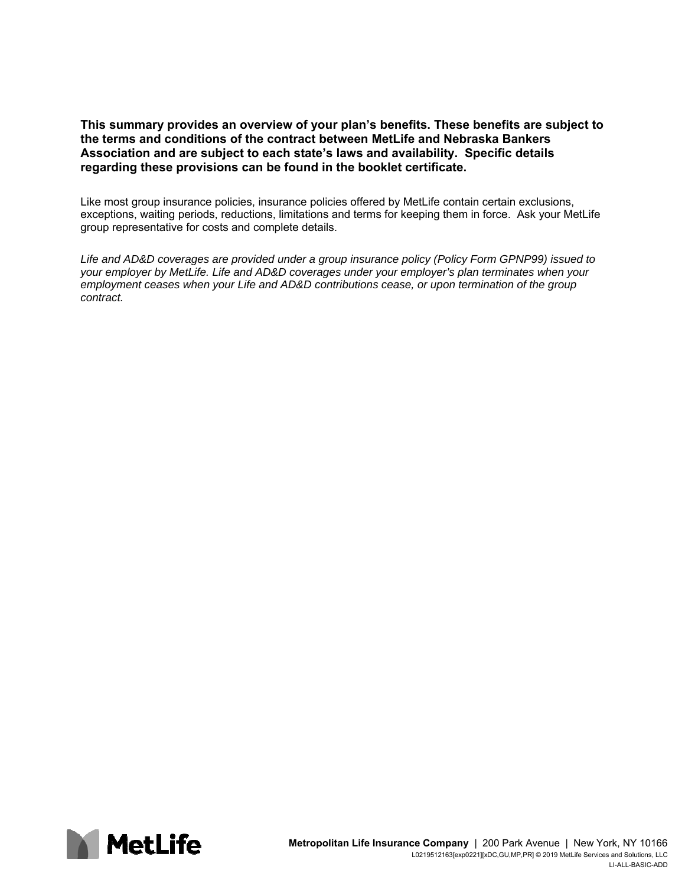**This summary provides an overview of your plan's benefits. These benefits are subject to the terms and conditions of the contract between MetLife and Nebraska Bankers Association and are subject to each state's laws and availability. Specific details regarding these provisions can be found in the booklet certificate.**

Like most group insurance policies, insurance policies offered by MetLife contain certain exclusions, exceptions, waiting periods, reductions, limitations and terms for keeping them in force. Ask your MetLife group representative for costs and complete details.

*Life and AD&D coverages are provided under a group insurance policy (Policy Form GPNP99) issued to your employer by MetLife. Life and AD&D coverages under your employer's plan terminates when your employment ceases when your Life and AD&D contributions cease, or upon termination of the group contract.*

MetLife

**Metropolitan Life Insurance Company** | 200 Park Avenue | New York, NY 10166

L0219512163[exp0221][xDC,GU,MP,PR] © 2019 MetLife Services and Solutions, LLC

LI-ALL-BASIC-ADD